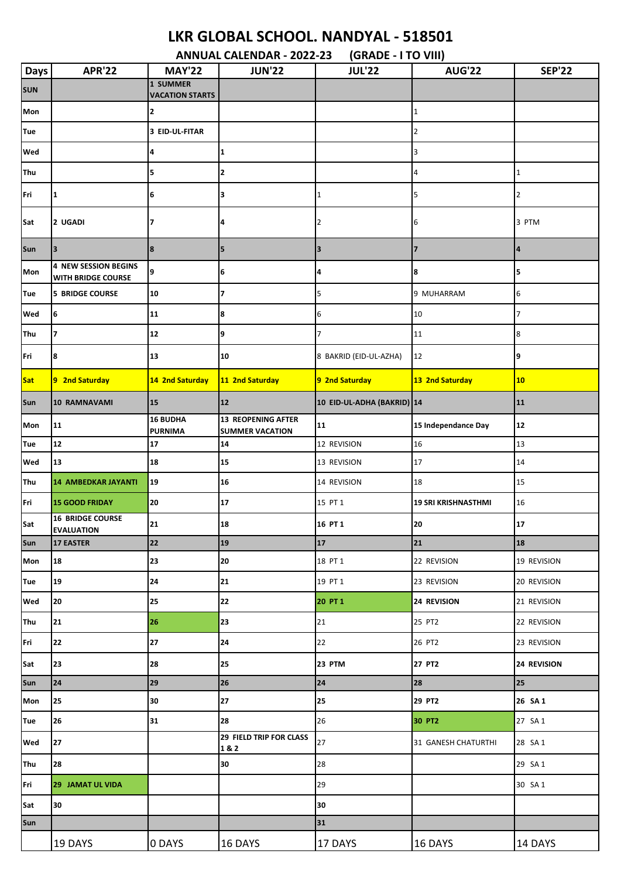# LKR GLOBAL SCHOOL. NANDYAL - 518501

## ANNUAL CALENDAR - 2022-23 (GRADE - I TO VIII)

| Days | APR'22 | MAY'22 | JUN'22 | JUL'22 | AUG'22 | SEP'22 |
|---|---|---|---|---|---|---|
| SUN | | 1 SUMMER VACATION STARTS | | | | |
| Mon | | 2 | | | 1 | |
| Tue | | 3 EID-UL-FITAR | | | 2 | |
| Wed | | 4 | 1 | | 3 | |
| Thu | | 5 | 2 | | 4 | 1 |
| Fri | 1 | 6 | 3 | 1 | 5 | 2 |
| Sat | 2 UGADI | 7 | 4 | 2 | 6 | 3 PTM |
| Sun | 3 | 8 | 5 | 3 | 7 | 4 |
| Mon | 4 NEW SESSION BEGINS WITH BRIDGE COURSE | 9 | 6 | 4 | 8 | 5 |
| Tue | 5 BRIDGE COURSE | 10 | 7 | 5 | 9 MUHARRAM | 6 |
| Wed | 6 | 11 | 8 | 6 | 10 | 7 |
| Thu | 7 | 12 | 9 | 7 | 11 | 8 |
| Fri | 8 | 13 | 10 | 8 BAKRID (EID-UL-AZHA) | 12 | 9 |
| Sat | 9 2nd Saturday | 14 2nd Saturday | 11 2nd Saturday | 9 2nd Saturday | 13 2nd Saturday | 10 |
| Sun | 10 RAMNAVAMI | 15 | 12 | 10 EID-UL-ADHA (BAKRID) | 14 | 11 |
| Mon | 11 | 16 BUDHA PURNIMA | 13 REOPENING AFTER SUMMER VACATION | 11 | 15 Independance Day | 12 |
| Tue | 12 | 17 | 14 | 12 REVISION | 16 | 13 |
| Wed | 13 | 18 | 15 | 13 REVISION | 17 | 14 |
| Thu | 14 AMBEDKAR JAYANTI | 19 | 16 | 14 REVISION | 18 | 15 |
| Fri | 15 GOOD FRIDAY | 20 | 17 | 15 PT 1 | 19 SRI KRISHNASTHMI | 16 |
| Sat | 16 BRIDGE COURSE EVALUATION | 21 | 18 | 16 PT 1 | 20 | 17 |
| Sun | 17 EASTER | 22 | 19 | 17 | 21 | 18 |
| Mon | 18 | 23 | 20 | 18 PT 1 | 22 REVISION | 19 REVISION |
| Tue | 19 | 24 | 21 | 19 PT 1 | 23 REVISION | 20 REVISION |
| Wed | 20 | 25 | 22 | 20 PT 1 | 24 REVISION | 21 REVISION |
| Thu | 21 | 26 | 23 | 21 | 25 PT2 | 22 REVISION |
| Fri | 22 | 27 | 24 | 22 | 26 PT2 | 23 REVISION |
| Sat | 23 | 28 | 25 | 23 PTM | 27 PT2 | 24 REVISION |
| Sun | 24 | 29 | 26 | 24 | 28 | 25 |
| Mon | 25 | 30 | 27 | 25 | 29 PT2 | 26 SA 1 |
| Tue | 26 | 31 | 28 | 26 | 30 PT2 | 27 SA 1 |
| Wed | 27 | | 29 FIELD TRIP FOR CLASS 1 & 2 | 27 | 31 GANESH CHATURTHI | 28 SA 1 |
| Thu | 28 | | 30 | 28 | | 29 SA 1 |
| Fri | 29 JAMAT UL VIDA | | | 29 | | 30 SA 1 |
| Sat | 30 | | | 30 | | |
| Sun | | | | 31 | | |
| | 19 DAYS | 0 DAYS | 16 DAYS | 17 DAYS | 16 DAYS | 14 DAYS |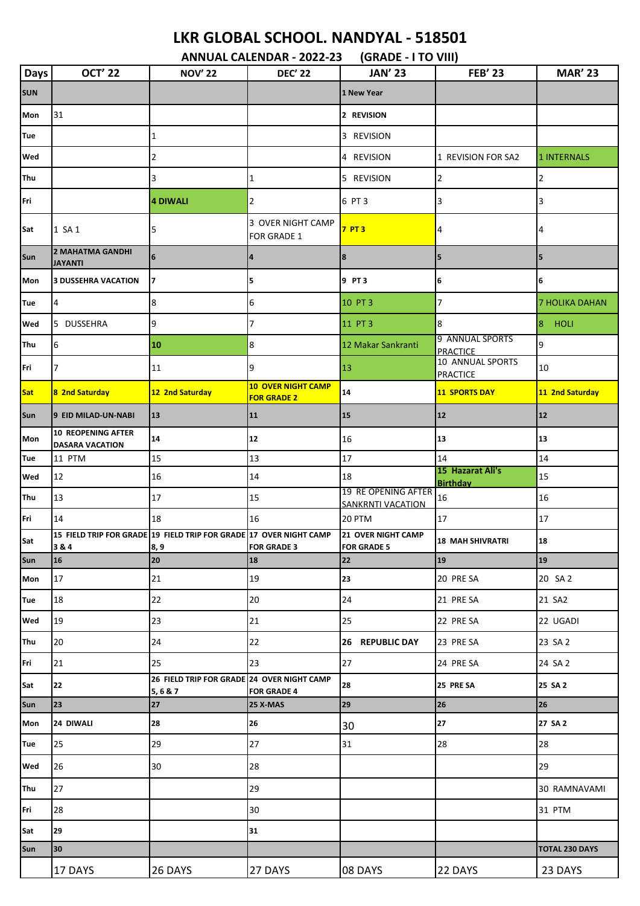# LKR GLOBAL SCHOOL. NANDYAL - 518501

## ANNUAL CALENDAR - 2022-23 (GRADE - I TO VIII)

| Days | OCT' 22 | NOV' 22 | DEC' 22 | JAN' 23 | FEB' 23 | MAR' 23 |
|---|---|---|---|---|---|---|
| SUN | | | | 1 New Year | | |
| Mon | 31 | | | 2 REVISION | | |
| Tue | | 1 | | 3 REVISION | | |
| Wed | | 2 | | 4 REVISION | 1 REVISION FOR SA2 | 1 INTERNALS |
| Thu | | 3 | 1 | 5 REVISION | 2 | 2 |
| Fri | | 4 DIWALI | 2 | 6 PT 3 | 3 | 3 |
| Sat | 1 SA 1 | 5 | 3 OVER NIGHT CAMP FOR GRADE 1 | 7 PT 3 | 4 | 4 |
| Sun | 2 MAHATMA GANDHI JAYANTI | 6 | 4 | 8 | 5 | 5 |
| Mon | 3 DUSSEHRA VACATION | 7 | 5 | 9 PT 3 | 6 | 6 |
| Tue | 4 | 8 | 6 | 10 PT 3 | 7 | 7 HOLIKA DAHAN |
| Wed | 5 DUSSEHRA | 9 | 7 | 11 PT 3 | 8 | 8 HOLI |
| Thu | 6 | 10 | 8 | 12 Makar Sankranti | 9 ANNUAL SPORTS PRACTICE | 9 |
| Fri | 7 | 11 | 9 | 13 | 10 ANNUAL SPORTS PRACTICE | 10 |
| Sat | 8 2nd Saturday | 12 2nd Saturday | 10 OVER NIGHT CAMP FOR GRADE 2 | 14 | 11 SPORTS DAY | 11 2nd Saturday |
| Sun | 9 EID MILAD-UN-NABI | 13 | 11 | 15 | 12 | 12 |
| Mon | 10 REOPENING AFTER DASARA VACATION | 14 | 12 | 16 | 13 | 13 |
| Tue | 11 PTM | 15 | 13 | 17 | 14 | 14 |
| Wed | 12 | 16 | 14 | 18 | 15 Hazarat Ali's Birthday | 15 |
| Thu | 13 | 17 | 15 | 19 RE OPENING AFTER SANKRNTI VACATION | 16 | 16 |
| Fri | 14 | 18 | 16 | 20 PTM | 17 | 17 |
| Sat | 15 FIELD TRIP FOR GRADE 3 & 4 | 19 FIELD TRIP FOR GRADE 8, 9 | 17 OVER NIGHT CAMP FOR GRADE 3 | 21 OVER NIGHT CAMP FOR GRADE 5 | 18 MAH SHIVRATRI | 18 |
| Sun | 16 | 20 | 18 | 22 | 19 | 19 |
| Mon | 17 | 21 | 19 | 23 | 20 PRE SA | 20 SA 2 |
| Tue | 18 | 22 | 20 | 24 | 21 PRE SA | 21 SA2 |
| Wed | 19 | 23 | 21 | 25 | 22 PRE SA | 22 UGADI |
| Thu | 20 | 24 | 22 | 26 REPUBLIC DAY | 23 PRE SA | 23 SA 2 |
| Fri | 21 | 25 | 23 | 27 | 24 PRE SA | 24 SA 2 |
| Sat | 22 | 26 FIELD TRIP FOR GRADE 5, 6 & 7 | 24 OVER NIGHT CAMP FOR GRADE 4 | 28 | 25 PRE SA | 25 SA 2 |
| Sun | 23 | 27 | 25 X-MAS | 29 | 26 | 26 |
| Mon | 24 DIWALI | 28 | 26 | 30 | 27 | 27 SA 2 |
| Tue | 25 | 29 | 27 | 31 | 28 | 28 |
| Wed | 26 | 30 | 28 | | | 29 |
| Thu | 27 | | 29 | | | 30 RAMNAVAMI |
| Fri | 28 | | 30 | | | 31 PTM |
| Sat | 29 | | 31 | | | |
| Sun | 30 | | | | | TOTAL 230 DAYS |
| | 17 DAYS | 26 DAYS | 27 DAYS | 08 DAYS | 22 DAYS | 23 DAYS |